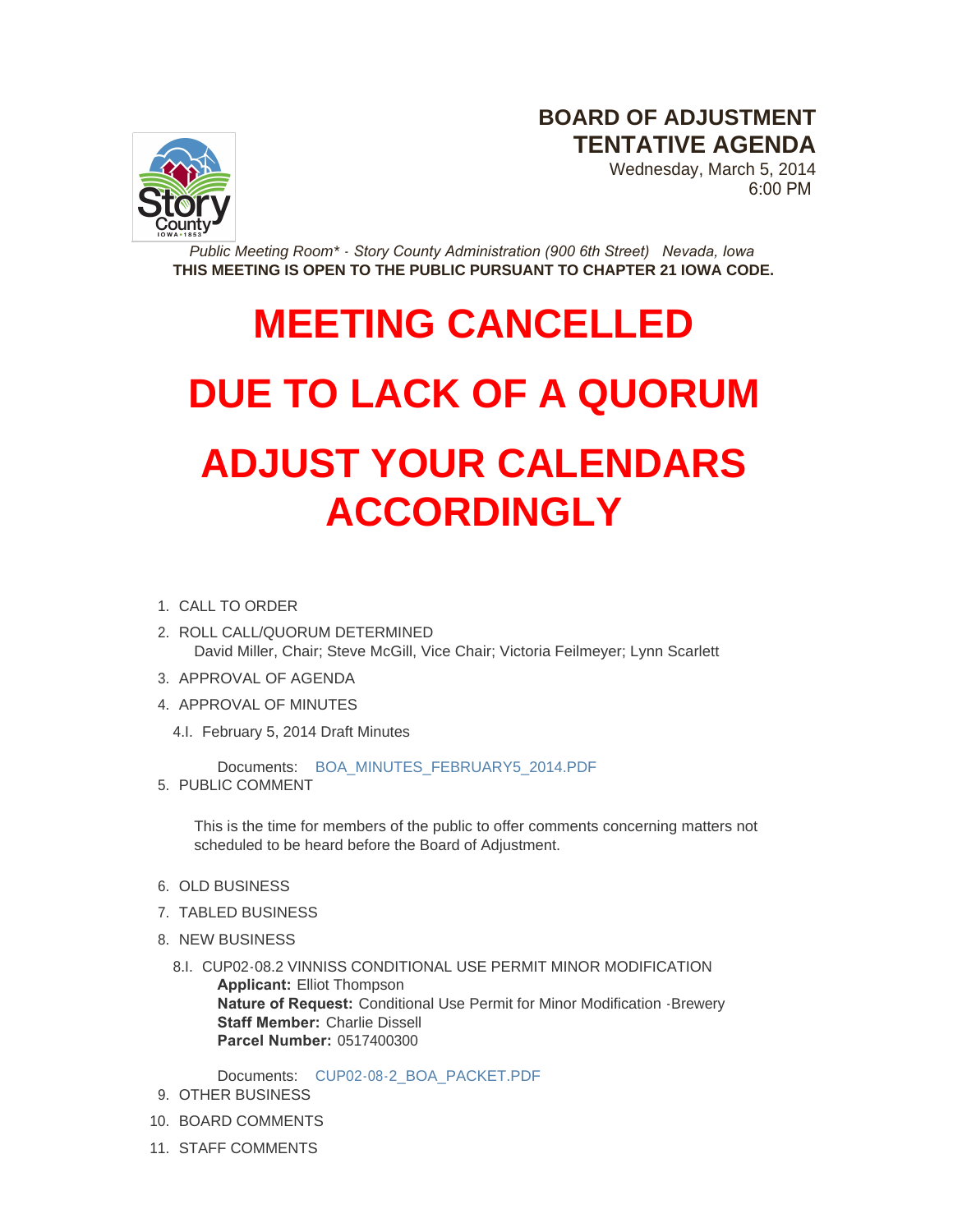# BOARD OF ADJUSTMENT
# TENTATIVE AGENDA

Wednesday, March 5, 2014
6:00 PM

*Public Meeting Room\* - Story County Administration (900 6th Street)   Nevada, Iowa*
**THIS MEETING IS OPEN TO THE PUBLIC PURSUANT TO CHAPTER 21 IOWA CODE.**

# MEETING CANCELLED

# DUE TO LACK OF A QUORUM

# ADJUST YOUR CALENDARS ACCORDINGLY

1. CALL TO ORDER
2. ROLL CALL/QUORUM DETERMINED
   David Miller, Chair; Steve McGill, Vice Chair; Victoria Feilmeyer; Lynn Scarlett
3. APPROVAL OF AGENDA
4. APPROVAL OF MINUTES
   - 4.I. February 5, 2014 Draft Minutes

     Documents: BOA_MINUTES_FEBRUARY5_2014.PDF
5. PUBLIC COMMENT

   This is the time for members of the public to offer comments concerning matters not scheduled to be heard before the Board of Adjustment.

6. OLD BUSINESS
7. TABLED BUSINESS
8. NEW BUSINESS
   - 8.I. CUP02-08.2 VINNISS CONDITIONAL USE PERMIT MINOR MODIFICATION
     **Applicant:** Elliot Thompson
     **Nature of Request:** Conditional Use Permit for Minor Modification -Brewery
     **Staff Member:** Charlie Dissell
     **Parcel Number:** 0517400300

     Documents: CUP02-08-2_BOA_PACKET.PDF
9. OTHER BUSINESS
10. BOARD COMMENTS
11. STAFF COMMENTS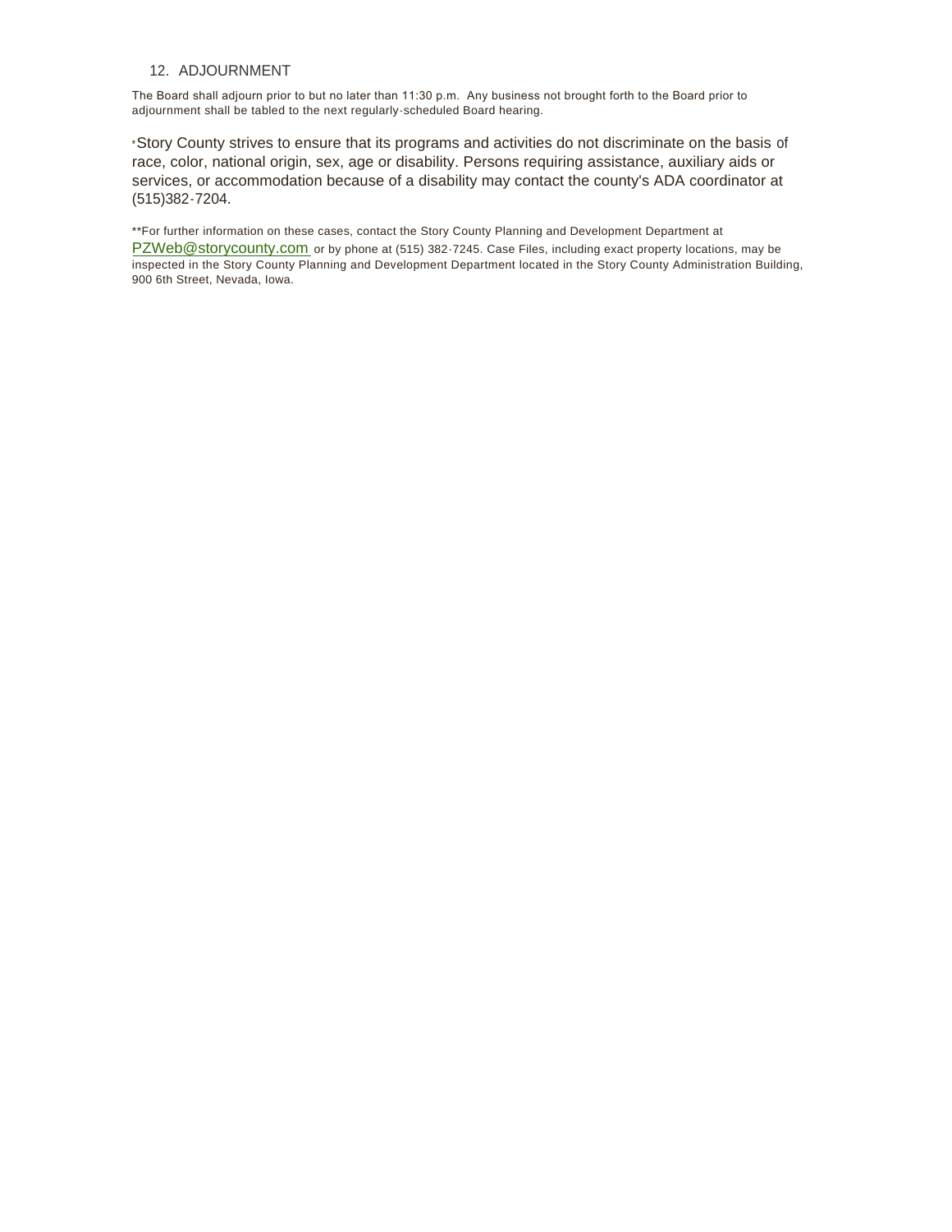## 12. ADJOURNMENT

The Board shall adjourn prior to but no later than 11:30 p.m. Any business not brought forth to the Board prior to adjournment shall be tabled to the next regularly-scheduled Board hearing.

*Story County strives to ensure that its programs and activities do not discriminate on the basis of race, color, national origin, sex, age or disability. Persons requiring assistance, auxiliary aids or services, or accommodation because of a disability may contact the county's ADA coordinator at (515)382-7204.

**For further information on these cases, contact the Story County Planning and Development Department at PZWeb@storycounty.com or by phone at (515) 382-7245. Case Files, including exact property locations, may be inspected in the Story County Planning and Development Department located in the Story County Administration Building, 900 6th Street, Nevada, Iowa.